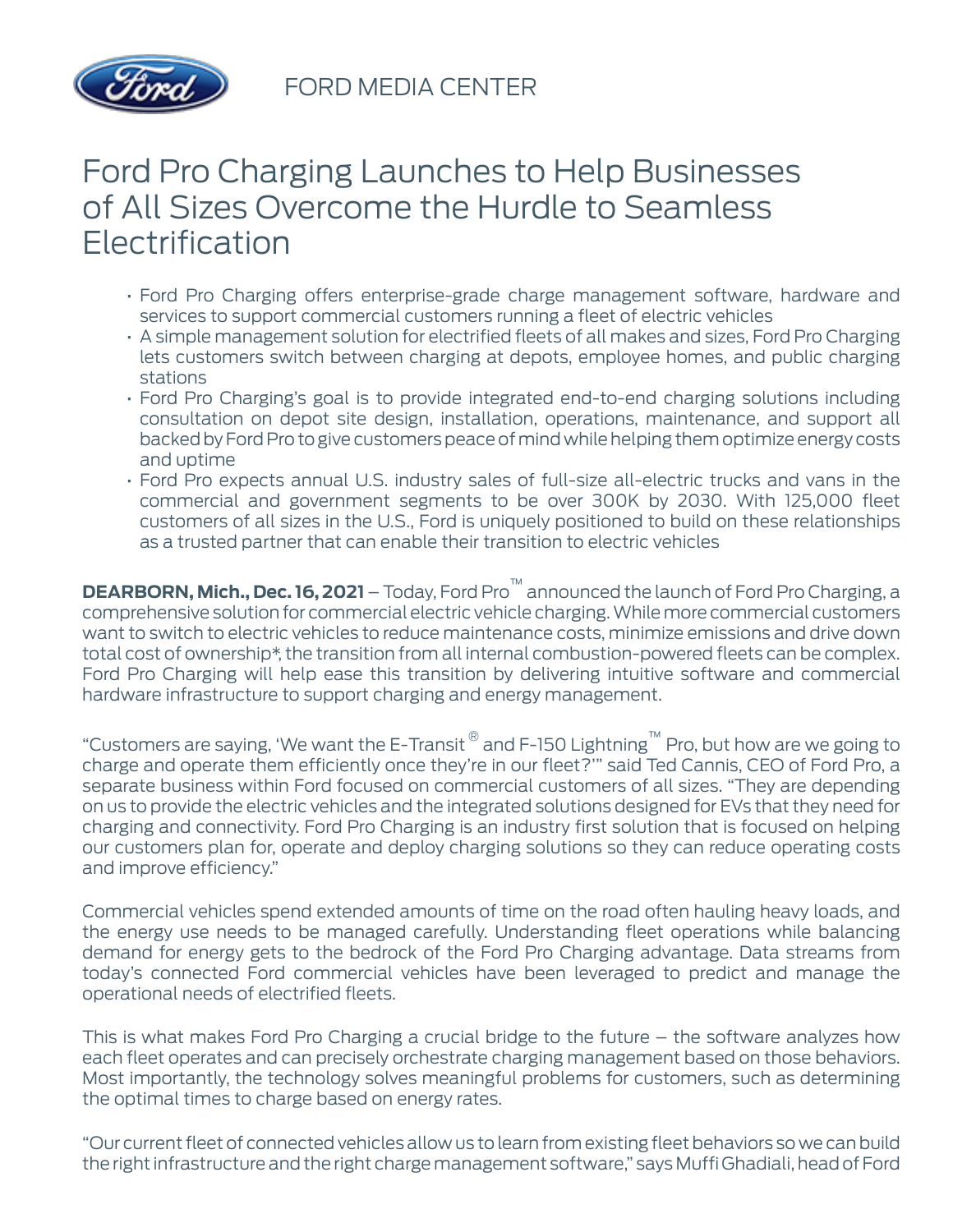FORD MEDIA CENTER

# Ford Pro Charging Launches to Help Businesses of All Sizes Overcome the Hurdle to Seamless Electrification

- Ford Pro Charging offers enterprise-grade charge management software, hardware and services to support commercial customers running a fleet of electric vehicles
- A simple management solution for electrified fleets of all makes and sizes, Ford Pro Charging lets customers switch between charging at depots, employee homes, and public charging stations
- Ford Pro Charging's goal is to provide integrated end-to-end charging solutions including consultation on depot site design, installation, operations, maintenance, and support all backed by Ford Pro to give customers peace of mind while helping them optimize energy costs and uptime
- Ford Pro expects annual U.S. industry sales of full-size all-electric trucks and vans in the commercial and government segments to be over 300K by 2030. With 125,000 fleet customers of all sizes in the U.S., Ford is uniquely positioned to build on these relationships as a trusted partner that can enable their transition to electric vehicles

**DEARBORN, Mich., Dec. 16, 2021** – Today, Ford Pro™ announced the launch of Ford Pro Charging, a comprehensive solution for commercial electric vehicle charging. While more commercial customers want to switch to electric vehicles to reduce maintenance costs, minimize emissions and drive down total cost of ownership*, the transition from all internal combustion-powered fleets can be complex. Ford Pro Charging will help ease this transition by delivering intuitive software and commercial hardware infrastructure to support charging and energy management.

"Customers are saying, 'We want the E-Transit® and F-150 Lightning™ Pro, but how are we going to charge and operate them efficiently once they're in our fleet?'" said Ted Cannis, CEO of Ford Pro, a separate business within Ford focused on commercial customers of all sizes. "They are depending on us to provide the electric vehicles and the integrated solutions designed for EVs that they need for charging and connectivity. Ford Pro Charging is an industry first solution that is focused on helping our customers plan for, operate and deploy charging solutions so they can reduce operating costs and improve efficiency."

Commercial vehicles spend extended amounts of time on the road often hauling heavy loads, and the energy use needs to be managed carefully. Understanding fleet operations while balancing demand for energy gets to the bedrock of the Ford Pro Charging advantage. Data streams from today's connected Ford commercial vehicles have been leveraged to predict and manage the operational needs of electrified fleets.

This is what makes Ford Pro Charging a crucial bridge to the future – the software analyzes how each fleet operates and can precisely orchestrate charging management based on those behaviors. Most importantly, the technology solves meaningful problems for customers, such as determining the optimal times to charge based on energy rates.

"Our current fleet of connected vehicles allow us to learn from existing fleet behaviors so we can build the right infrastructure and the right charge management software," says Muffi Ghadiali, head of Ford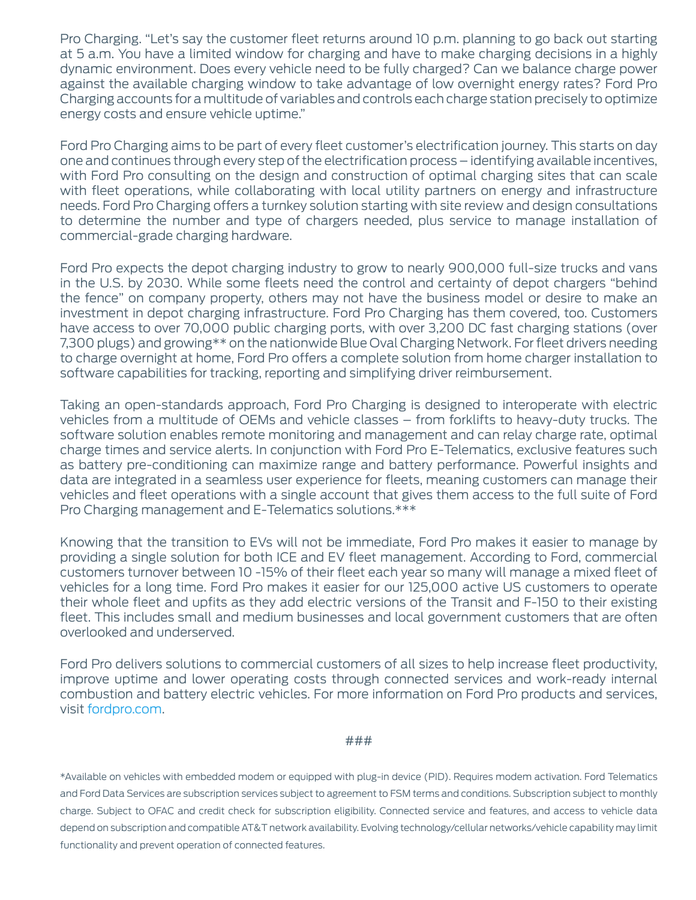Pro Charging. "Let's say the customer fleet returns around 10 p.m. planning to go back out starting at 5 a.m. You have a limited window for charging and have to make charging decisions in a highly dynamic environment. Does every vehicle need to be fully charged? Can we balance charge power against the available charging window to take advantage of low overnight energy rates? Ford Pro Charging accounts for a multitude of variables and controls each charge station precisely to optimize energy costs and ensure vehicle uptime."

Ford Pro Charging aims to be part of every fleet customer's electrification journey. This starts on day one and continues through every step of the electrification process – identifying available incentives, with Ford Pro consulting on the design and construction of optimal charging sites that can scale with fleet operations, while collaborating with local utility partners on energy and infrastructure needs. Ford Pro Charging offers a turnkey solution starting with site review and design consultations to determine the number and type of chargers needed, plus service to manage installation of commercial-grade charging hardware.

Ford Pro expects the depot charging industry to grow to nearly 900,000 full-size trucks and vans in the U.S. by 2030. While some fleets need the control and certainty of depot chargers "behind the fence" on company property, others may not have the business model or desire to make an investment in depot charging infrastructure. Ford Pro Charging has them covered, too. Customers have access to over 70,000 public charging ports, with over 3,200 DC fast charging stations (over 7,300 plugs) and growing** on the nationwide Blue Oval Charging Network. For fleet drivers needing to charge overnight at home, Ford Pro offers a complete solution from home charger installation to software capabilities for tracking, reporting and simplifying driver reimbursement.

Taking an open-standards approach, Ford Pro Charging is designed to interoperate with electric vehicles from a multitude of OEMs and vehicle classes – from forklifts to heavy-duty trucks. The software solution enables remote monitoring and management and can relay charge rate, optimal charge times and service alerts. In conjunction with Ford Pro E-Telematics, exclusive features such as battery pre-conditioning can maximize range and battery performance. Powerful insights and data are integrated in a seamless user experience for fleets, meaning customers can manage their vehicles and fleet operations with a single account that gives them access to the full suite of Ford Pro Charging management and E-Telematics solutions.***

Knowing that the transition to EVs will not be immediate, Ford Pro makes it easier to manage by providing a single solution for both ICE and EV fleet management. According to Ford, commercial customers turnover between 10 -15% of their fleet each year so many will manage a mixed fleet of vehicles for a long time. Ford Pro makes it easier for our 125,000 active US customers to operate their whole fleet and upfits as they add electric versions of the Transit and F-150 to their existing fleet. This includes small and medium businesses and local government customers that are often overlooked and underserved.

Ford Pro delivers solutions to commercial customers of all sizes to help increase fleet productivity, improve uptime and lower operating costs through connected services and work-ready internal combustion and battery electric vehicles. For more information on Ford Pro products and services, visit fordpro.com.

###

*Available on vehicles with embedded modem or equipped with plug-in device (PID). Requires modem activation. Ford Telematics and Ford Data Services are subscription services subject to agreement to FSM terms and conditions. Subscription subject to monthly charge. Subject to OFAC and credit check for subscription eligibility. Connected service and features, and access to vehicle data depend on subscription and compatible AT&T network availability. Evolving technology/cellular networks/vehicle capability may limit functionality and prevent operation of connected features.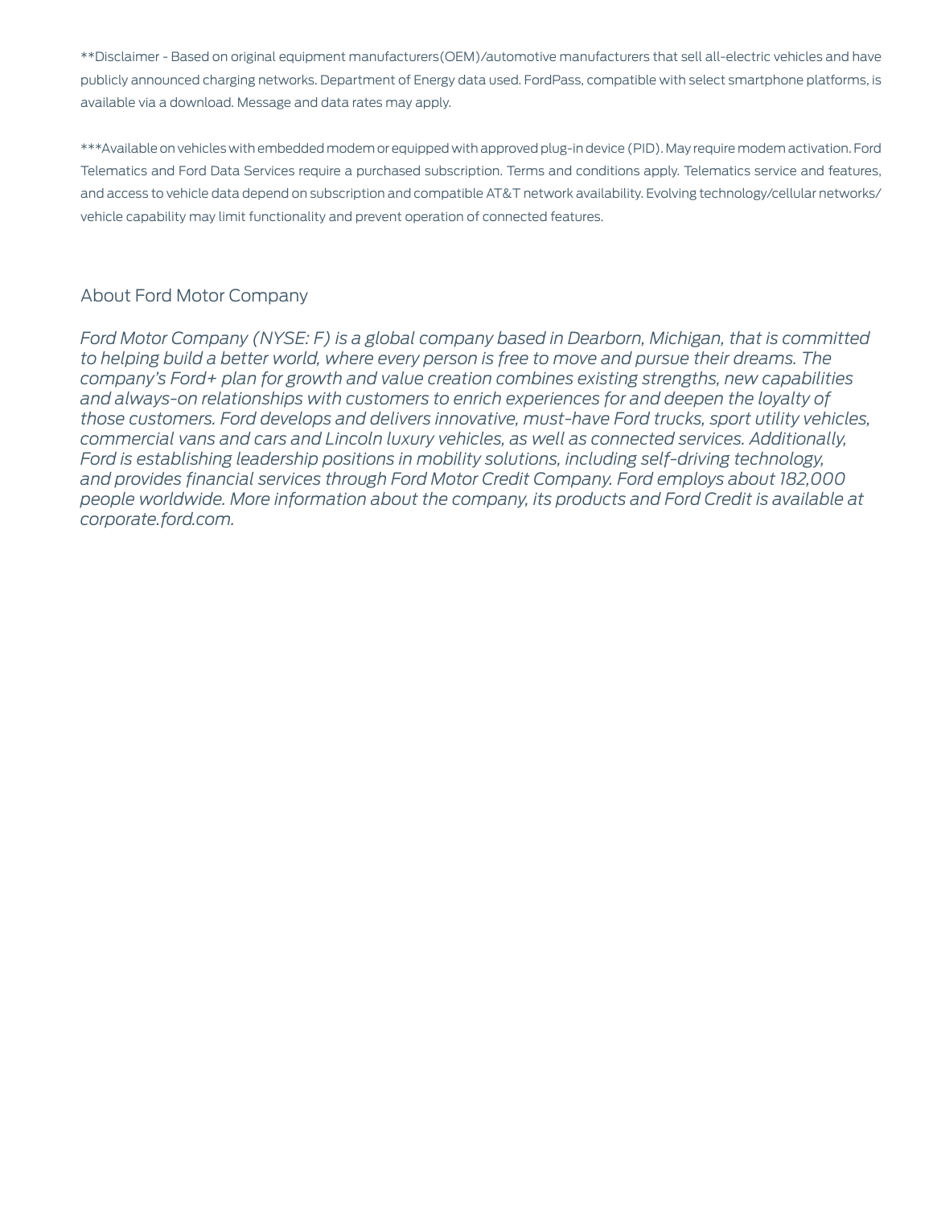**Disclaimer - Based on original equipment manufacturers(OEM)/automotive manufacturers that sell all-electric vehicles and have publicly announced charging networks. Department of Energy data used. FordPass, compatible with select smartphone platforms, is available via a download. Message and data rates may apply.

***Available on vehicles with embedded modem or equipped with approved plug-in device (PID). May require modem activation. Ford Telematics and Ford Data Services require a purchased subscription. Terms and conditions apply. Telematics service and features, and access to vehicle data depend on subscription and compatible AT&T network availability. Evolving technology/cellular networks/ vehicle capability may limit functionality and prevent operation of connected features.

## About Ford Motor Company

*Ford Motor Company (NYSE: F) is a global company based in Dearborn, Michigan, that is committed to helping build a better world, where every person is free to move and pursue their dreams. The company's Ford+ plan for growth and value creation combines existing strengths, new capabilities and always-on relationships with customers to enrich experiences for and deepen the loyalty of those customers. Ford develops and delivers innovative, must-have Ford trucks, sport utility vehicles, commercial vans and cars and Lincoln luxury vehicles, as well as connected services. Additionally, Ford is establishing leadership positions in mobility solutions, including self-driving technology, and provides financial services through Ford Motor Credit Company. Ford employs about 182,000 people worldwide. More information about the company, its products and Ford Credit is available at corporate.ford.com.*